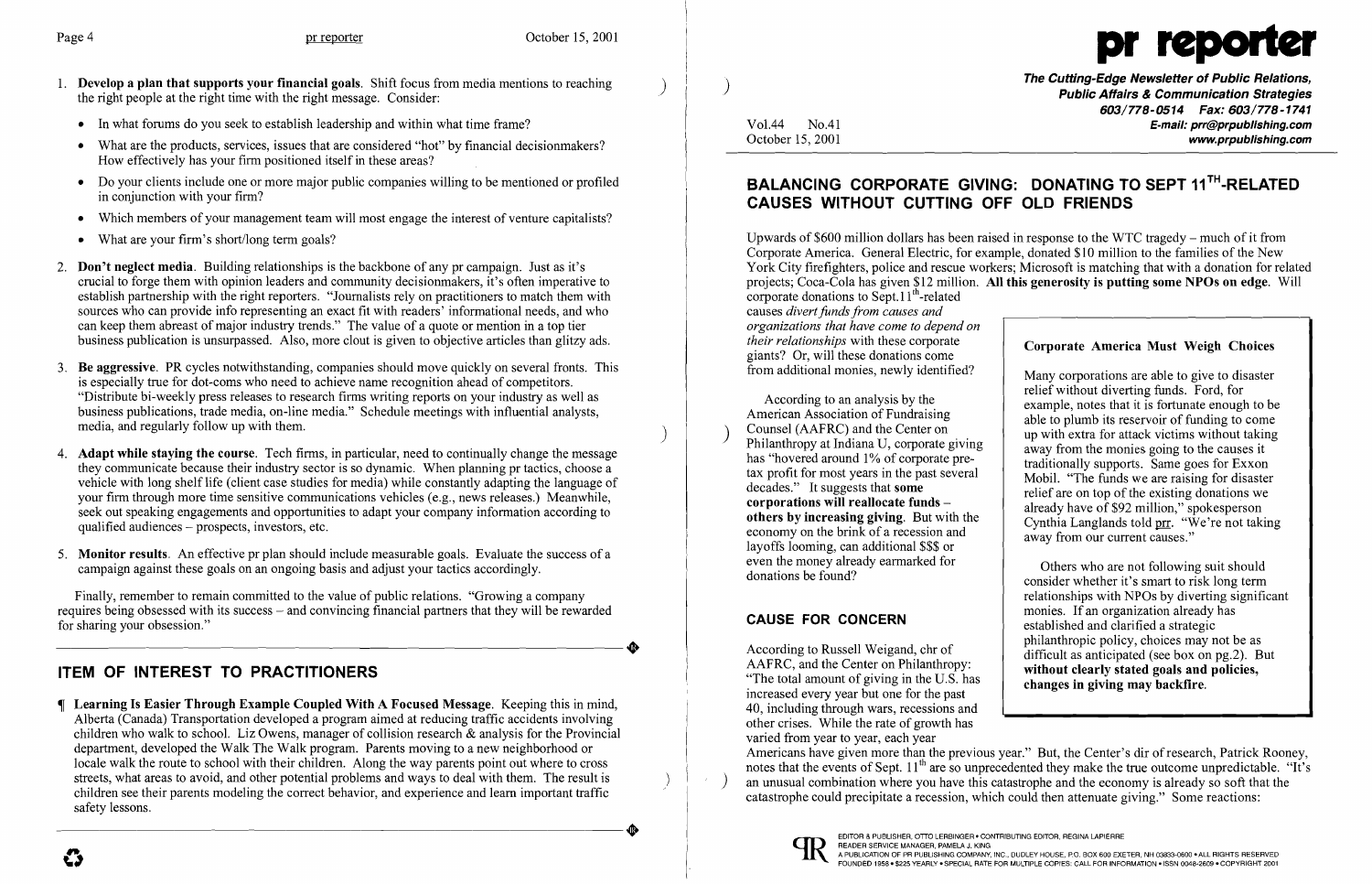1. **Develop a plan that supports your financial goals**. Shift focus from media mentions to reaching the right people at the right time with the right message. Consider:

   - In what forums do you seek to establish leadership and within what time frame?
   - What are the products, services, issues that are considered "hot" by financial decisionmakers? How effectively has your firm positioned itself in these areas?
   - Do your clients include one or more major public companies willing to be mentioned or profiled in conjunction with your firm?
   - Which members of your management team will most engage the interest of venture capitalists?
   - What are your firm's short/long term goals?

2. **Don't neglect media**. Building relationships is the backbone of any pr campaign. Just as it's crucial to forge them with opinion leaders and community decisionmakers, it's often imperative to establish partnership with the right reporters. "Journalists rely on practitioners to match them with sources who can provide info representing an exact fit with readers' informational needs, and who can keep them abreast of major industry trends." The value of a quote or mention in a top tier business publication is unsurpassed. Also, more clout is given to objective articles than glitzy ads.

3. **Be aggressive**. PR cycles notwithstanding, companies should move more quickly on several fronts. This is especially true for dot-coms who need to achieve name recognition ahead of competitors. "Distribute bi-weekly press releases to research firms writing reports on your industry as well as business publications, trade media, on-line media." Schedule meetings with influential analysts, media, and regularly follow up with them.

4. **Adapt while staying the course**. Tech firms, in particular, need to continually change the message they communicate because their industry sector is so dynamic. When planning pr tactics, choose a vehicle with long shelf life (client case studies for media) while constantly adapting the language of your firm through more time sensitive communications vehicles (e.g., news releases.) Meanwhile, seek out speaking engagements and opportunities to adapt your company information according to qualified audiences – prospects, investors, etc.

5. **Monitor results**. An effective pr plan should include measurable goals. Evaluate the success of a campaign against these goals on an ongoing basis and adjust your tactics accordingly.

Finally, remember to remain committed to the value of public relations. "Growing a company requires being obsessed with its success – and convincing financial partners that they will be rewarded for sharing your obsession."

## ITEM OF INTEREST TO PRACTITIONERS

¶ **Learning Is Easier Through Example Coupled With A Focused Message**. Keeping this in mind, Alberta (Canada) Transportation developed a program aimed at reducing traffic accidents involving children who walk to school. Liz Owens, manager of collision research & analysis for the Provincial department, developed the Walk The Walk program. Parents moving to a new neighborhood or locale walk the route to school with their children. Along the way parents point out where to cross streets, what areas to avoid, and other potential problems and ways to deal with them. The result is children see their parents modeling the correct behavior, and experience and learn important traffic safety lessons.

---

# pr reporter

**The Cutting-Edge Newsletter of Public Relations, Public Affairs & Communication Strategies**
**603/778-0514 Fax: 603/778-1741**
**E-mail: prr@prpublishing.com**
**www.prpublishing.com**

Vol.44 No.41
October 15, 2001

## BALANCING CORPORATE GIVING: DONATING TO SEPT 11TH-RELATED CAUSES WITHOUT CUTTING OFF OLD FRIENDS

Upwards of $600 million dollars has been raised in response to the WTC tragedy – much of it from Corporate America. General Electric, for example, donated $10 million to the families of the New York City firefighters, police and rescue workers; Microsoft is matching that with a donation for related projects; Coca-Cola has given $12 million. **All this generosity is putting some NPOs on edge.** Will corporate donations to Sept.11th-related causes *divert funds from causes and organizations that have come to depend on their relationships* with these corporate giants? Or, will these donations come from additional monies, newly identified?

According to an analysis by the American Association of Fundraising Counsel (AAFRC) and the Center on Philanthropy at Indiana U, corporate giving has "hovered around 1% of corporate pre-tax profit for most years in the past several decades." It suggests that **some corporations will reallocate funds – others by increasing giving**. But with the economy on the brink of a recession and layoffs looming, can additional $$$ or even the money already earmarked for donations be found?

> **Corporate America Must Weigh Choices**
>
> Many corporations are able to give to disaster relief without diverting funds. Ford, for example, notes that it is fortunate enough to be able to plumb its reservoir of funding to come up with extra for attack victims without taking away from the monies going to the causes it traditionally supports. Same goes for Exxon Mobil. "The funds we are raising for disaster relief are on top of the existing donations we already have of $92 million," spokesperson Cynthia Langlands told prr. "We're not taking away from our current causes."
>
> Others who are not following suit should consider whether it's smart to risk long term relationships with NPOs by diverting significant monies. If an organization already has established and clarified a strategic philanthropic policy, choices may not be as difficult as anticipated (see box on pg.2). But **without clearly stated goals and policies, changes in giving may backfire.**

### CAUSE FOR CONCERN

According to Russell Weigand, chr of AAFRC, and the Center on Philanthropy: "The total amount of giving in the U.S. has increased every year but one for the past 40, including through wars, recessions and other crises. While the rate of growth has varied from year to year, each year Americans have given more than the previous year." But, the Center's dir of research, Patrick Rooney, notes that the events of Sept. 11th are so unprecedented they make the true outcome unpredictable. "It's an unusual combination where you have this catastrophe and the economy is already so soft that the catastrophe could precipitate a recession, which could then attenuate giving." Some reactions:

EDITOR & PUBLISHER, OTTO LERBINGER • CONTRIBUTING EDITOR, REGINA LAPIERRE
READER SERVICE MANAGER, PAMELA J. KING
A PUBLICATION OF PR PUBLISHING COMPANY, INC., DUDLEY HOUSE, P.O. BOX 600 EXETER, NH 03833-0600 • ALL RIGHTS RESERVED
FOUNDED 1958 • $225 YEARLY • SPECIAL RATE FOR MULTIPLE COPIES: CALL FOR INFORMATION • ISSN 0048-2609 • COPYRIGHT 2001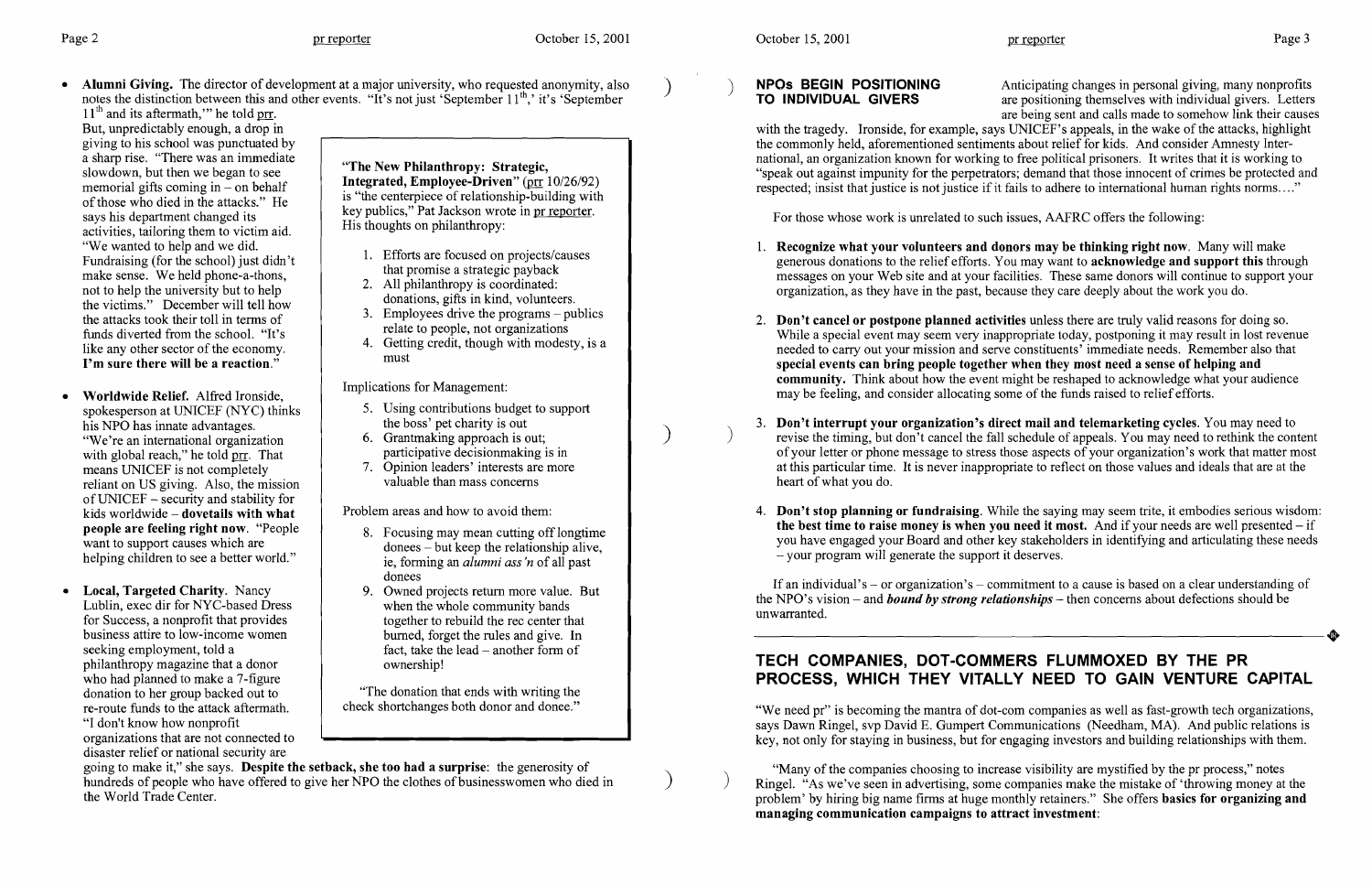- **Alumni Giving.** The director of development at a major university, who requested anonymity, also notes the distinction between this and other events. "It's not just 'September 11th,' it's 'September 11th and its aftermath,'" he told prr. But, unpredictably enough, a drop in giving to his school was punctuated by a sharp rise. "There was an immediate slowdown, but then we began to see memorial gifts coming in – on behalf of those who died in the attacks." He says his department changed its activities, tailoring them to victim aid. "We wanted to help and we did. Fundraising (for the school) just didn't make sense. We held phone-a-thons, not to help the university but to help the victims." December will tell how the attacks took their toll in terms of funds diverted from the school. "It's like any other sector of the economy. **I'm sure there will be a reaction**."

- **Worldwide Relief.** Alfred Ironside, spokesperson at UNICEF (NYC) thinks his NPO has innate advantages. "We're an international organization with global reach," he told prr. That means UNICEF is not completely reliant on US giving. Also, the mission of UNICEF – security and stability for kids worldwide – **dovetails with what people are feeling right now**. "People want to support causes which are helping children to see a better world."

- **Local, Targeted Charity.** Nancy Lublin, exec dir for NYC-based Dress for Success, a nonprofit that provides business attire to low-income women seeking employment, told a philanthropy magazine that a donor who had planned to make a 7-figure donation to her group backed out to re-route funds to the attack aftermath. "I don't know how nonprofit organizations that are not connected to disaster relief or national security are going to make it," she says. **Despite the setback, she too had a surprise**: the generosity of hundreds of people who have offered to give her NPO the clothes of businesswomen who died in the World Trade Center.

> **"The New Philanthropy: Strategic, Integrated, Employee-Driven"** (prr 10/26/92) is "the centerpiece of relationship-building with key publics," Pat Jackson wrote in pr reporter. His thoughts on philanthropy:
>
> 1. Efforts are focused on projects/causes that promise a strategic payback
> 2. All philanthropy is coordinated: donations, gifts in kind, volunteers.
> 3. Employees drive the programs – publics relate to people, not organizations
> 4. Getting credit, though with modesty, is a must
>
> Implications for Management:
>
> 5. Using contributions budget to support the boss' pet charity is out
> 6. Grantmaking approach is out; participative decisionmaking is in
> 7. Opinion leaders' interests are more valuable than mass concerns
>
> Problem areas and how to avoid them:
>
> 8. Focusing may mean cutting off longtime donees – but keep the relationship alive, ie, forming an *alumni ass'n* of all past donees
> 9. Owned projects return more value. But when the whole community bands together to rebuild the rec center that burned, forget the rules and give. In fact, take the lead – another form of ownership!
>
> "The donation that ends with writing the check shortchanges both donor and donee."

**NPOs BEGIN POSITIONING TO INDIVIDUAL GIVERS** Anticipating changes in personal giving, many nonprofits are positioning themselves with individual givers. Letters are being sent and calls made to somehow link their causes with the tragedy. Ironside, for example, says UNICEF's appeals, in the wake of the attacks, highlight the commonly held, aforementioned sentiments about relief for kids. And consider Amnesty International, an organization known for working to free political prisoners. It writes that it is working to "speak out against impunity for the perpetrators; demand that those innocent of crimes be protected and respected; insist that justice is not justice if it fails to adhere to international human rights norms…."

For those whose work is unrelated to such issues, AAFRC offers the following:

1. **Recognize what your volunteers and donors may be thinking right now**. Many will make generous donations to the relief efforts. You may want to **acknowledge and support this** through messages on your Web site and at your facilities. These same donors will continue to support your organization, as they have in the past, because they care deeply about the work you do.

2. **Don't cancel or postpone planned activities** unless there are truly valid reasons for doing so. While a special event may seem very inappropriate today, postponing it may result in lost revenue needed to carry out your mission and serve constituents' immediate needs. Remember also that **special events can bring people together when they most need a sense of helping and community.** Think about how the event might be reshaped to acknowledge what your audience may be feeling, and consider allocating some of the funds raised to relief efforts.

3. **Don't interrupt your organization's direct mail and telemarketing cycles**. You may need to revise the timing, but don't cancel the fall schedule of appeals. You may need to rethink the content of your letter or phone message to stress those aspects of your organization's work that matter most at this particular time. It is never inappropriate to reflect on those values and ideals that are at the heart of what you do.

4. **Don't stop planning or fundraising**. While the saying may seem trite, it embodies serious wisdom: **the best time to raise money is when you need it most.** And if your needs are well presented – if you have engaged your Board and other key stakeholders in identifying and articulating these needs – your program will generate the support it deserves.

If an individual's – or organization's – commitment to a cause is based on a clear understanding of the NPO's vision – and ***bound by strong relationships*** – then concerns about defections should be unwarranted.

---

## TECH COMPANIES, DOT-COMMERS FLUMMOXED BY THE PR PROCESS, WHICH THEY VITALLY NEED TO GAIN VENTURE CAPITAL

"We need pr" is becoming the mantra of dot-com companies as well as fast-growth tech organizations, says Dawn Ringel, svp David E. Gumpert Communications (Needham, MA). And public relations is key, not only for staying in business, but for engaging investors and building relationships with them.

"Many of the companies choosing to increase visibility are mystified by the pr process," notes Ringel. "As we've seen in advertising, some companies make the mistake of 'throwing money at the problem' by hiring big name firms at huge monthly retainers." She offers **basics for organizing and managing communication campaigns to attract investment**: